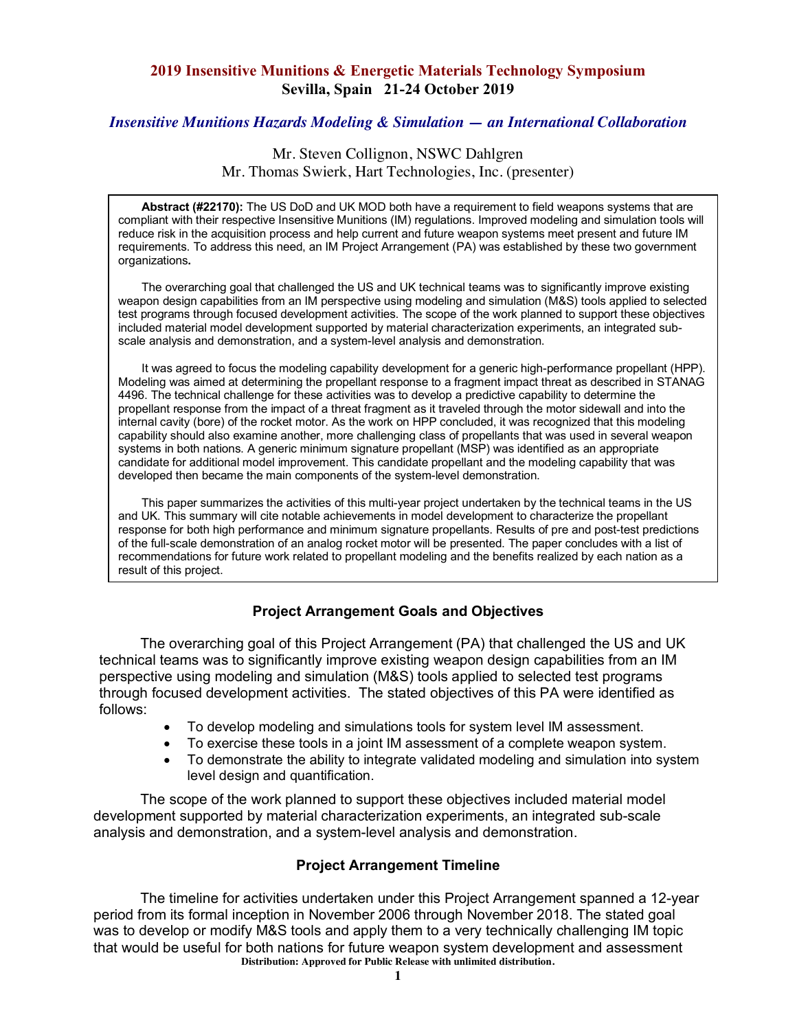**2019 Insensitive Munitions & Energetic Materials Technology Symposium**
**Sevilla, Spain 21-24 October 2019**

# *Insensitive Munitions Hazards Modeling & Simulation — an International Collaboration*

Mr. Steven Collignon, NSWC Dahlgren
Mr. Thomas Swierk, Hart Technologies, Inc. (presenter)

**Abstract (#22170):** The US DoD and UK MOD both have a requirement to field weapons systems that are compliant with their respective Insensitive Munitions (IM) regulations. Improved modeling and simulation tools will reduce risk in the acquisition process and help current and future weapon systems meet present and future IM requirements. To address this need, an IM Project Arrangement (PA) was established by these two government organizations**.**

The overarching goal that challenged the US and UK technical teams was to significantly improve existing weapon design capabilities from an IM perspective using modeling and simulation (M&S) tools applied to selected test programs through focused development activities. The scope of the work planned to support these objectives included material model development supported by material characterization experiments, an integrated sub-scale analysis and demonstration, and a system-level analysis and demonstration.

It was agreed to focus the modeling capability development for a generic high-performance propellant (HPP). Modeling was aimed at determining the propellant response to a fragment impact threat as described in STANAG 4496. The technical challenge for these activities was to develop a predictive capability to determine the propellant response from the impact of a threat fragment as it traveled through the motor sidewall and into the internal cavity (bore) of the rocket motor. As the work on HPP concluded, it was recognized that this modeling capability should also examine another, more challenging class of propellants that was used in several weapon systems in both nations. A generic minimum signature propellant (MSP) was identified as an appropriate candidate for additional model improvement. This candidate propellant and the modeling capability that was developed then became the main components of the system-level demonstration.

This paper summarizes the activities of this multi-year project undertaken by the technical teams in the US and UK. This summary will cite notable achievements in model development to characterize the propellant response for both high performance and minimum signature propellants. Results of pre and post-test predictions of the full-scale demonstration of an analog rocket motor will be presented. The paper concludes with a list of recommendations for future work related to propellant modeling and the benefits realized by each nation as a result of this project.

## Project Arrangement Goals and Objectives

The overarching goal of this Project Arrangement (PA) that challenged the US and UK technical teams was to significantly improve existing weapon design capabilities from an IM perspective using modeling and simulation (M&S) tools applied to selected test programs through focused development activities. The stated objectives of this PA were identified as follows:

- To develop modeling and simulations tools for system level IM assessment.
- To exercise these tools in a joint IM assessment of a complete weapon system.
- To demonstrate the ability to integrate validated modeling and simulation into system level design and quantification.

The scope of the work planned to support these objectives included material model development supported by material characterization experiments, an integrated sub-scale analysis and demonstration, and a system-level analysis and demonstration.

## Project Arrangement Timeline

The timeline for activities undertaken under this Project Arrangement spanned a 12-year period from its formal inception in November 2006 through November 2018. The stated goal was to develop or modify M&S tools and apply them to a very technically challenging IM topic that would be useful for both nations for future weapon system development and assessment

Distribution: Approved for Public Release with unlimited distribution.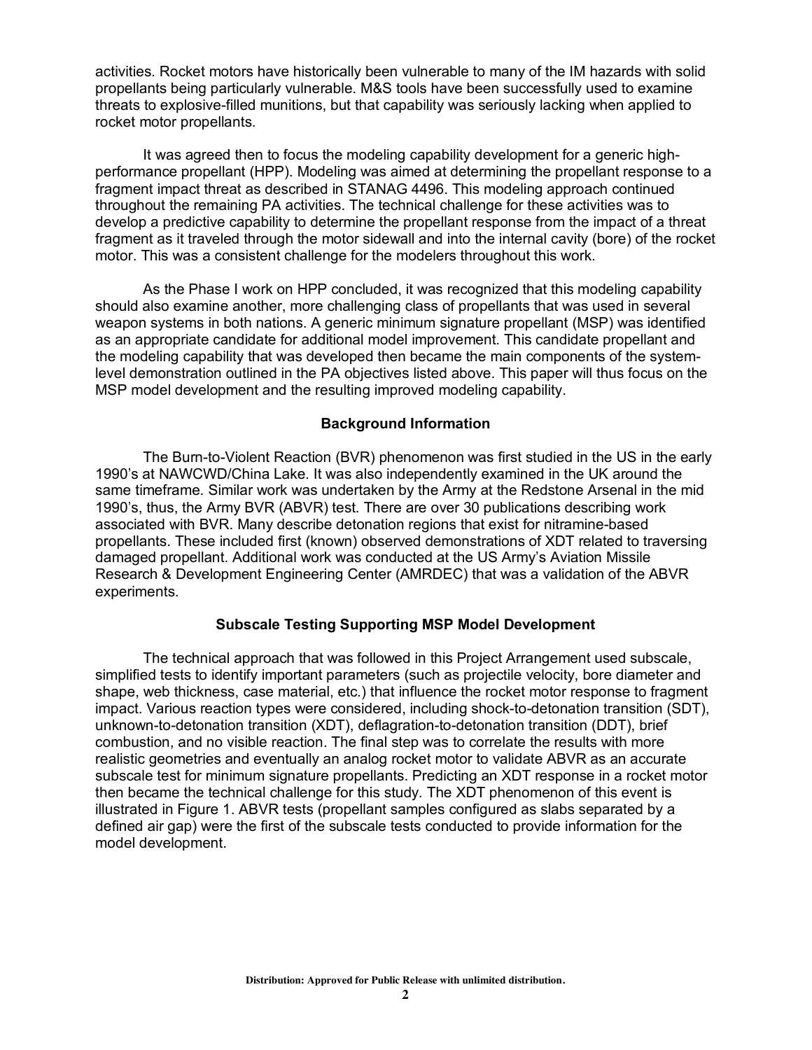activities. Rocket motors have historically been vulnerable to many of the IM hazards with solid propellants being particularly vulnerable. M&S tools have been successfully used to examine threats to explosive-filled munitions, but that capability was seriously lacking when applied to rocket motor propellants.

It was agreed then to focus the modeling capability development for a generic high-performance propellant (HPP). Modeling was aimed at determining the propellant response to a fragment impact threat as described in STANAG 4496. This modeling approach continued throughout the remaining PA activities. The technical challenge for these activities was to develop a predictive capability to determine the propellant response from the impact of a threat fragment as it traveled through the motor sidewall and into the internal cavity (bore) of the rocket motor. This was a consistent challenge for the modelers throughout this work.

As the Phase I work on HPP concluded, it was recognized that this modeling capability should also examine another, more challenging class of propellants that was used in several weapon systems in both nations. A generic minimum signature propellant (MSP) was identified as an appropriate candidate for additional model improvement. This candidate propellant and the modeling capability that was developed then became the main components of the system-level demonstration outlined in the PA objectives listed above. This paper will thus focus on the MSP model development and the resulting improved modeling capability.

## Background Information

The Burn-to-Violent Reaction (BVR) phenomenon was first studied in the US in the early 1990's at NAWCWD/China Lake. It was also independently examined in the UK around the same timeframe. Similar work was undertaken by the Army at the Redstone Arsenal in the mid 1990's, thus, the Army BVR (ABVR) test. There are over 30 publications describing work associated with BVR. Many describe detonation regions that exist for nitramine-based propellants. These included first (known) observed demonstrations of XDT related to traversing damaged propellant. Additional work was conducted at the US Army's Aviation Missile Research & Development Engineering Center (AMRDEC) that was a validation of the ABVR experiments.

## Subscale Testing Supporting MSP Model Development

The technical approach that was followed in this Project Arrangement used subscale, simplified tests to identify important parameters (such as projectile velocity, bore diameter and shape, web thickness, case material, etc.) that influence the rocket motor response to fragment impact. Various reaction types were considered, including shock-to-detonation transition (SDT), unknown-to-detonation transition (XDT), deflagration-to-detonation transition (DDT), brief combustion, and no visible reaction. The final step was to correlate the results with more realistic geometries and eventually an analog rocket motor to validate ABVR as an accurate subscale test for minimum signature propellants. Predicting an XDT response in a rocket motor then became the technical challenge for this study. The XDT phenomenon of this event is illustrated in Figure 1. ABVR tests (propellant samples configured as slabs separated by a defined air gap) were the first of the subscale tests conducted to provide information for the model development.

**Distribution: Approved for Public Release with unlimited distribution.**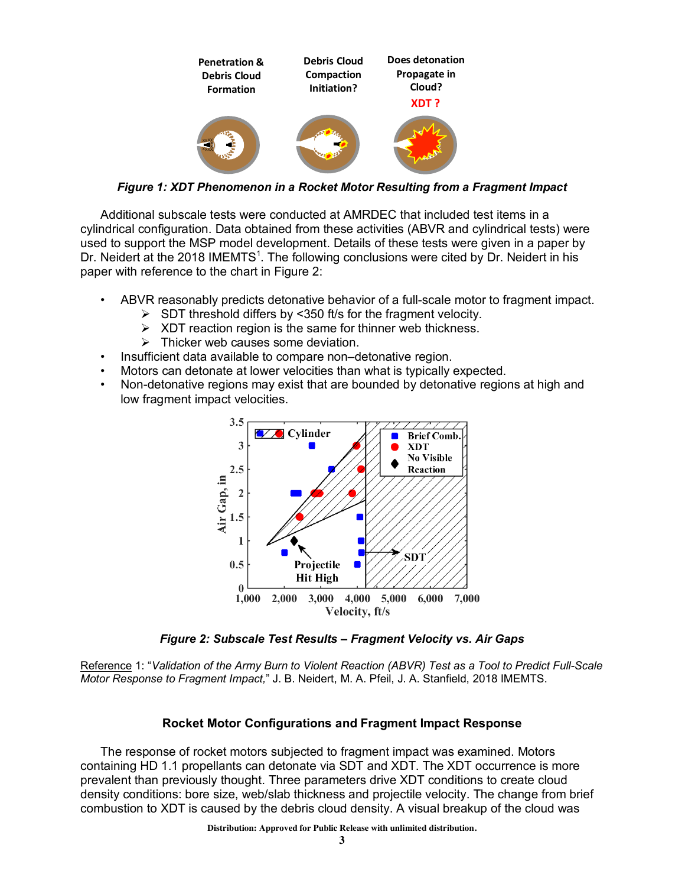*Figure 1: XDT Phenomenon in a Rocket Motor Resulting from a Fragment Impact*

Additional subscale tests were conducted at AMRDEC that included test items in a cylindrical configuration. Data obtained from these activities (ABVR and cylindrical tests) were used to support the MSP model development. Details of these tests were given in a paper by Dr. Neidert at the 2018 IMEMTS[1]. The following conclusions were cited by Dr. Neidert in his paper with reference to the chart in Figure 2:

- ABVR reasonably predicts detonative behavior of a full-scale motor to fragment impact.
  - SDT threshold differs by <350 ft/s for the fragment velocity.
  - XDT reaction region is the same for thinner web thickness.
  - Thicker web causes some deviation.
- Insufficient data available to compare non–detonative region.
- Motors can detonate at lower velocities than what is typically expected.
- Non-detonative regions may exist that are bounded by detonative regions at high and low fragment impact velocities.

*Figure 2: Subscale Test Results – Fragment Velocity vs. Air Gaps*

Reference 1: "*Validation of the Army Burn to Violent Reaction (ABVR) Test as a Tool to Predict Full-Scale Motor Response to Fragment Impact,*" J. B. Neidert, M. A. Pfeil, J. A. Stanfield, 2018 IMEMTS.

## Rocket Motor Configurations and Fragment Impact Response

The response of rocket motors subjected to fragment impact was examined. Motors containing HD 1.1 propellants can detonate via SDT and XDT. The XDT occurrence is more prevalent than previously thought. Three parameters drive XDT conditions to create cloud density conditions: bore size, web/slab thickness and projectile velocity. The change from brief combustion to XDT is caused by the debris cloud density. A visual breakup of the cloud was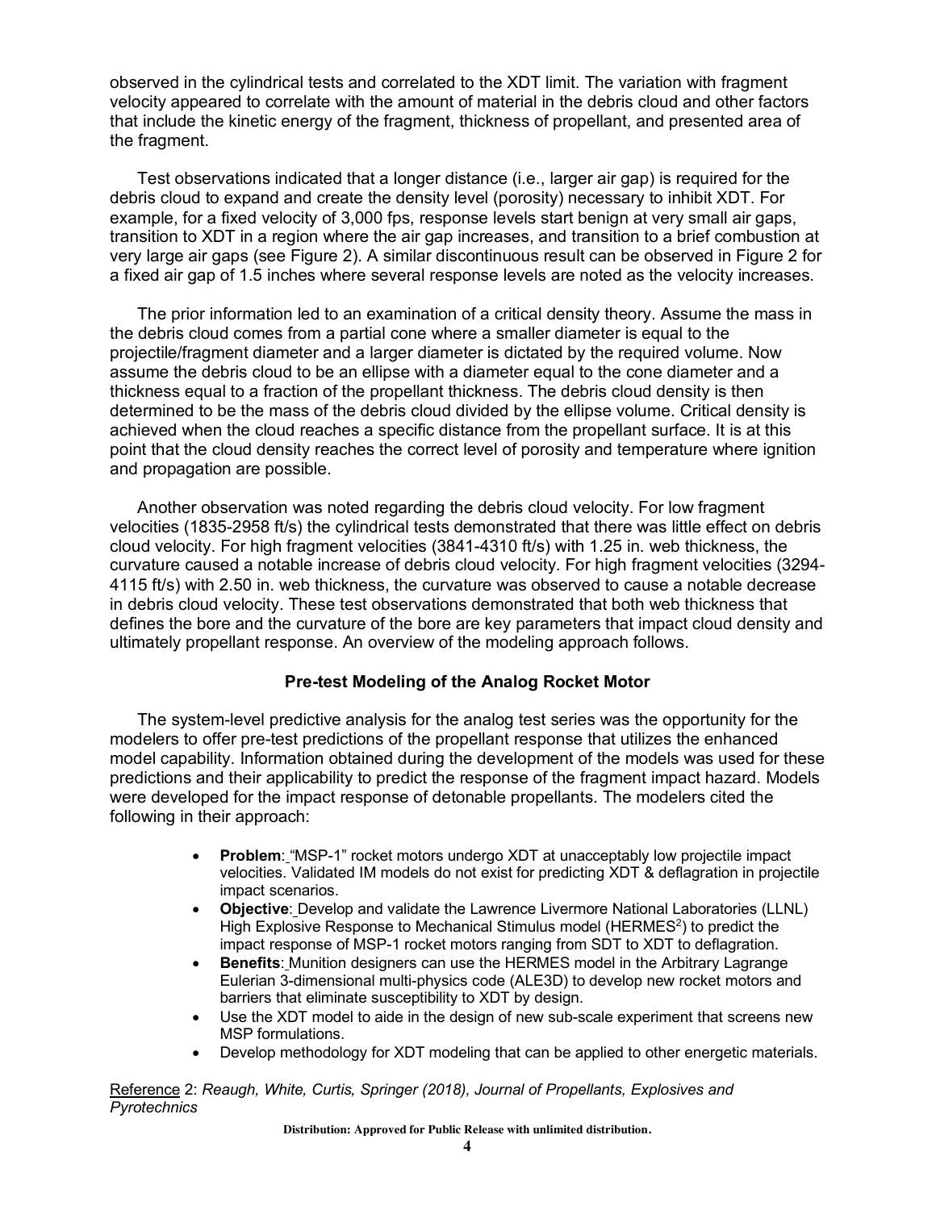observed in the cylindrical tests and correlated to the XDT limit. The variation with fragment velocity appeared to correlate with the amount of material in the debris cloud and other factors that include the kinetic energy of the fragment, thickness of propellant, and presented area of the fragment.

Test observations indicated that a longer distance (i.e., larger air gap) is required for the debris cloud to expand and create the density level (porosity) necessary to inhibit XDT. For example, for a fixed velocity of 3,000 fps, response levels start benign at very small air gaps, transition to XDT in a region where the air gap increases, and transition to a brief combustion at very large air gaps (see Figure 2). A similar discontinuous result can be observed in Figure 2 for a fixed air gap of 1.5 inches where several response levels are noted as the velocity increases.

The prior information led to an examination of a critical density theory. Assume the mass in the debris cloud comes from a partial cone where a smaller diameter is equal to the projectile/fragment diameter and a larger diameter is dictated by the required volume. Now assume the debris cloud to be an ellipse with a diameter equal to the cone diameter and a thickness equal to a fraction of the propellant thickness. The debris cloud density is then determined to be the mass of the debris cloud divided by the ellipse volume. Critical density is achieved when the cloud reaches a specific distance from the propellant surface. It is at this point that the cloud density reaches the correct level of porosity and temperature where ignition and propagation are possible.

Another observation was noted regarding the debris cloud velocity. For low fragment velocities (1835-2958 ft/s) the cylindrical tests demonstrated that there was little effect on debris cloud velocity. For high fragment velocities (3841-4310 ft/s) with 1.25 in. web thickness, the curvature caused a notable increase of debris cloud velocity. For high fragment velocities (3294-4115 ft/s) with 2.50 in. web thickness, the curvature was observed to cause a notable decrease in debris cloud velocity. These test observations demonstrated that both web thickness that defines the bore and the curvature of the bore are key parameters that impact cloud density and ultimately propellant response. An overview of the modeling approach follows.

## Pre-test Modeling of the Analog Rocket Motor

The system-level predictive analysis for the analog test series was the opportunity for the modelers to offer pre-test predictions of the propellant response that utilizes the enhanced model capability. Information obtained during the development of the models was used for these predictions and their applicability to predict the response of the fragment impact hazard. Models were developed for the impact response of detonable propellants. The modelers cited the following in their approach:

- **Problem**: "MSP-1" rocket motors undergo XDT at unacceptably low projectile impact velocities. Validated IM models do not exist for predicting XDT & deflagration in projectile impact scenarios.
- **Objective**: Develop and validate the Lawrence Livermore National Laboratories (LLNL) High Explosive Response to Mechanical Stimulus model (HERMES[2]) to predict the impact response of MSP-1 rocket motors ranging from SDT to XDT to deflagration.
- **Benefits**: Munition designers can use the HERMES model in the Arbitrary Lagrange Eulerian 3-dimensional multi-physics code (ALE3D) to develop new rocket motors and barriers that eliminate susceptibility to XDT by design.
- Use the XDT model to aide in the design of new sub-scale experiment that screens new MSP formulations.
- Develop methodology for XDT modeling that can be applied to other energetic materials.

Reference 2: *Reaugh, White, Curtis, Springer (2018), Journal of Propellants, Explosives and Pyrotechnics*

**Distribution: Approved for Public Release with unlimited distribution.**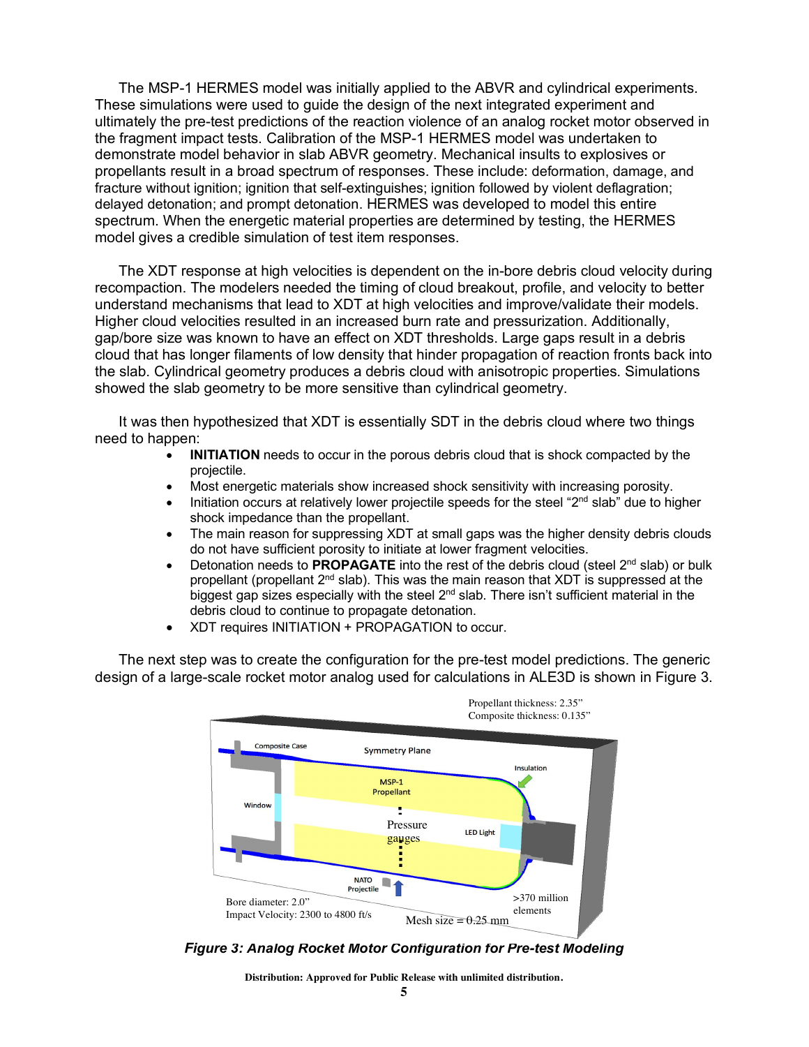The MSP-1 HERMES model was initially applied to the ABVR and cylindrical experiments. These simulations were used to guide the design of the next integrated experiment and ultimately the pre-test predictions of the reaction violence of an analog rocket motor observed in the fragment impact tests. Calibration of the MSP-1 HERMES model was undertaken to demonstrate model behavior in slab ABVR geometry. Mechanical insults to explosives or propellants result in a broad spectrum of responses. These include: deformation, damage, and fracture without ignition; ignition that self-extinguishes; ignition followed by violent deflagration; delayed detonation; and prompt detonation. HERMES was developed to model this entire spectrum. When the energetic material properties are determined by testing, the HERMES model gives a credible simulation of test item responses.

The XDT response at high velocities is dependent on the in-bore debris cloud velocity during recompaction. The modelers needed the timing of cloud breakout, profile, and velocity to better understand mechanisms that lead to XDT at high velocities and improve/validate their models. Higher cloud velocities resulted in an increased burn rate and pressurization. Additionally, gap/bore size was known to have an effect on XDT thresholds. Large gaps result in a debris cloud that has longer filaments of low density that hinder propagation of reaction fronts back into the slab. Cylindrical geometry produces a debris cloud with anisotropic properties. Simulations showed the slab geometry to be more sensitive than cylindrical geometry.

It was then hypothesized that XDT is essentially SDT in the debris cloud where two things need to happen:

- **INITIATION** needs to occur in the porous debris cloud that is shock compacted by the projectile.
- Most energetic materials show increased shock sensitivity with increasing porosity.
- Initiation occurs at relatively lower projectile speeds for the steel "2nd slab" due to higher shock impedance than the propellant.
- The main reason for suppressing XDT at small gaps was the higher density debris clouds do not have sufficient porosity to initiate at lower fragment velocities.
- Detonation needs to **PROPAGATE** into the rest of the debris cloud (steel 2nd slab) or bulk propellant (propellant 2nd slab). This was the main reason that XDT is suppressed at the biggest gap sizes especially with the steel 2nd slab. There isn't sufficient material in the debris cloud to continue to propagate detonation.
- XDT requires INITIATION + PROPAGATION to occur.

The next step was to create the configuration for the pre-test model predictions. The generic design of a large-scale rocket motor analog used for calculations in ALE3D is shown in Figure 3.

Propellant thickness: 2.35"
Composite thickness: 0.135"

Composite Case | Symmetry Plane | Insulation | MSP-1 Propellant | Window | Pressure gauges | LED Light | NATO Projectile

Bore diameter: 2.0"
Impact Velocity: 2300 to 4800 ft/s
Mesh size = 0.25 mm
>370 million elements

***Figure 3: Analog Rocket Motor Configuration for Pre-test Modeling***

**Distribution: Approved for Public Release with unlimited distribution.**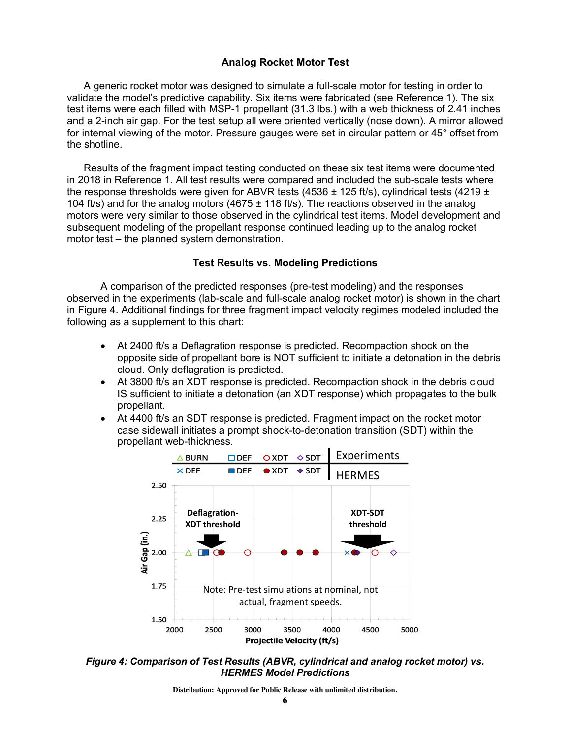### Analog Rocket Motor Test

A generic rocket motor was designed to simulate a full-scale motor for testing in order to validate the model's predictive capability. Six items were fabricated (see Reference 1). The six test items were each filled with MSP-1 propellant (31.3 lbs.) with a web thickness of 2.41 inches and a 2-inch air gap. For the test setup all were oriented vertically (nose down). A mirror allowed for internal viewing of the motor. Pressure gauges were set in circular pattern or 45° offset from the shotline.

Results of the fragment impact testing conducted on these six test items were documented in 2018 in Reference 1. All test results were compared and included the sub-scale tests where the response thresholds were given for ABVR tests (4536 ± 125 ft/s), cylindrical tests (4219 ± 104 ft/s) and for the analog motors (4675 ± 118 ft/s). The reactions observed in the analog motors were very similar to those observed in the cylindrical test items. Model development and subsequent modeling of the propellant response continued leading up to the analog rocket motor test – the planned system demonstration.

### Test Results vs. Modeling Predictions

A comparison of the predicted responses (pre-test modeling) and the responses observed in the experiments (lab-scale and full-scale analog rocket motor) is shown in the chart in Figure 4. Additional findings for three fragment impact velocity regimes modeled included the following as a supplement to this chart:

- At 2400 ft/s a Deflagration response is predicted. Recompaction shock on the opposite side of propellant bore is NOT sufficient to initiate a detonation in the debris cloud. Only deflagration is predicted.
- At 3800 ft/s an XDT response is predicted. Recompaction shock in the debris cloud IS sufficient to initiate a detonation (an XDT response) which propagates to the bulk propellant.
- At 4400 ft/s an SDT response is predicted. Fragment impact on the rocket motor case sidewall initiates a prompt shock-to-detonation transition (SDT) within the propellant web-thickness.

*Figure 4: Comparison of Test Results (ABVR, cylindrical and analog rocket motor) vs. HERMES Model Predictions*

Distribution: Approved for Public Release with unlimited distribution.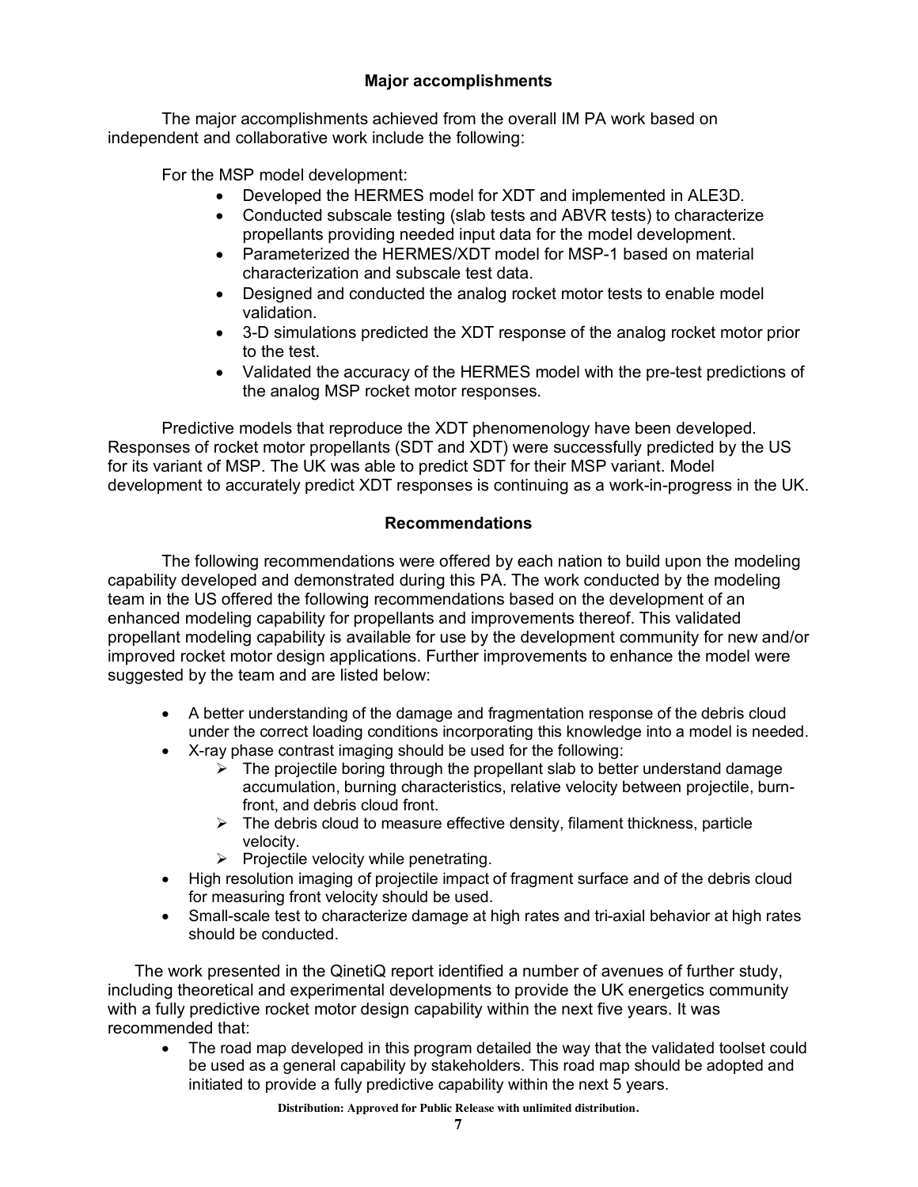## Major accomplishments

The major accomplishments achieved from the overall IM PA work based on independent and collaborative work include the following:

For the MSP model development:

- Developed the HERMES model for XDT and implemented in ALE3D.
- Conducted subscale testing (slab tests and ABVR tests) to characterize propellants providing needed input data for the model development.
- Parameterized the HERMES/XDT model for MSP-1 based on material characterization and subscale test data.
- Designed and conducted the analog rocket motor tests to enable model validation.
- 3-D simulations predicted the XDT response of the analog rocket motor prior to the test.
- Validated the accuracy of the HERMES model with the pre-test predictions of the analog MSP rocket motor responses.

Predictive models that reproduce the XDT phenomenology have been developed. Responses of rocket motor propellants (SDT and XDT) were successfully predicted by the US for its variant of MSP. The UK was able to predict SDT for their MSP variant. Model development to accurately predict XDT responses is continuing as a work-in-progress in the UK.

## Recommendations

The following recommendations were offered by each nation to build upon the modeling capability developed and demonstrated during this PA. The work conducted by the modeling team in the US offered the following recommendations based on the development of an enhanced modeling capability for propellants and improvements thereof. This validated propellant modeling capability is available for use by the development community for new and/or improved rocket motor design applications. Further improvements to enhance the model were suggested by the team and are listed below:

- A better understanding of the damage and fragmentation response of the debris cloud under the correct loading conditions incorporating this knowledge into a model is needed.
- X-ray phase contrast imaging should be used for the following:
  - The projectile boring through the propellant slab to better understand damage accumulation, burning characteristics, relative velocity between projectile, burn-front, and debris cloud front.
  - The debris cloud to measure effective density, filament thickness, particle velocity.
  - Projectile velocity while penetrating.
- High resolution imaging of projectile impact of fragment surface and of the debris cloud for measuring front velocity should be used.
- Small-scale test to characterize damage at high rates and tri-axial behavior at high rates should be conducted.

The work presented in the QinetiQ report identified a number of avenues of further study, including theoretical and experimental developments to provide the UK energetics community with a fully predictive rocket motor design capability within the next five years. It was recommended that:

- The road map developed in this program detailed the way that the validated toolset could be used as a general capability by stakeholders. This road map should be adopted and initiated to provide a fully predictive capability within the next 5 years.

Distribution: Approved for Public Release with unlimited distribution.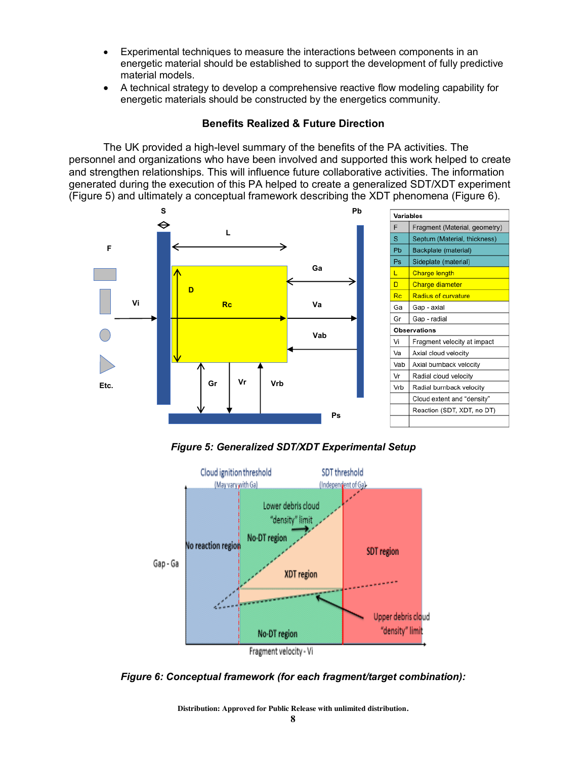- Experimental techniques to measure the interactions between components in an energetic material should be established to support the development of fully predictive material models.
- A technical strategy to develop a comprehensive reactive flow modeling capability for energetic materials should be constructed by the energetics community.

### Benefits Realized & Future Direction

The UK provided a high-level summary of the benefits of the PA activities. The personnel and organizations who have been involved and supported this work helped to create and strengthen relationships. This will influence future collaborative activities. The information generated during the execution of this PA helped to create a generalized SDT/XDT experiment (Figure 5) and ultimately a conceptual framework describing the XDT phenomena (Figure 6).

| Variables | |
|---|---|
| F | Fragment (Material, geometry) |
| S | Septum (Material, thickness) |
| Pb | Backplate (material) |
| Ps | Sideplate (material) |
| L | Charge length |
| D | Charge diameter |
| Rc | Radius of curvature |
| Ga | Gap - axial |
| Gr | Gap - radial |
| **Observations** | |
| Vi | Fragment velocity at impact |
| Va | Axial cloud velocity |
| Vab | Axial burnback velocity |
| Vr | Radial cloud velocity |
| Vrb | Radial burnback velocity |
| | Cloud extent and "density" |
| | Reaction (SDT, XDT, no DT) |

*Figure 5: Generalized SDT/XDT Experimental Setup*

*Figure 6: Conceptual framework (for each fragment/target combination):*

Distribution: Approved for Public Release with unlimited distribution.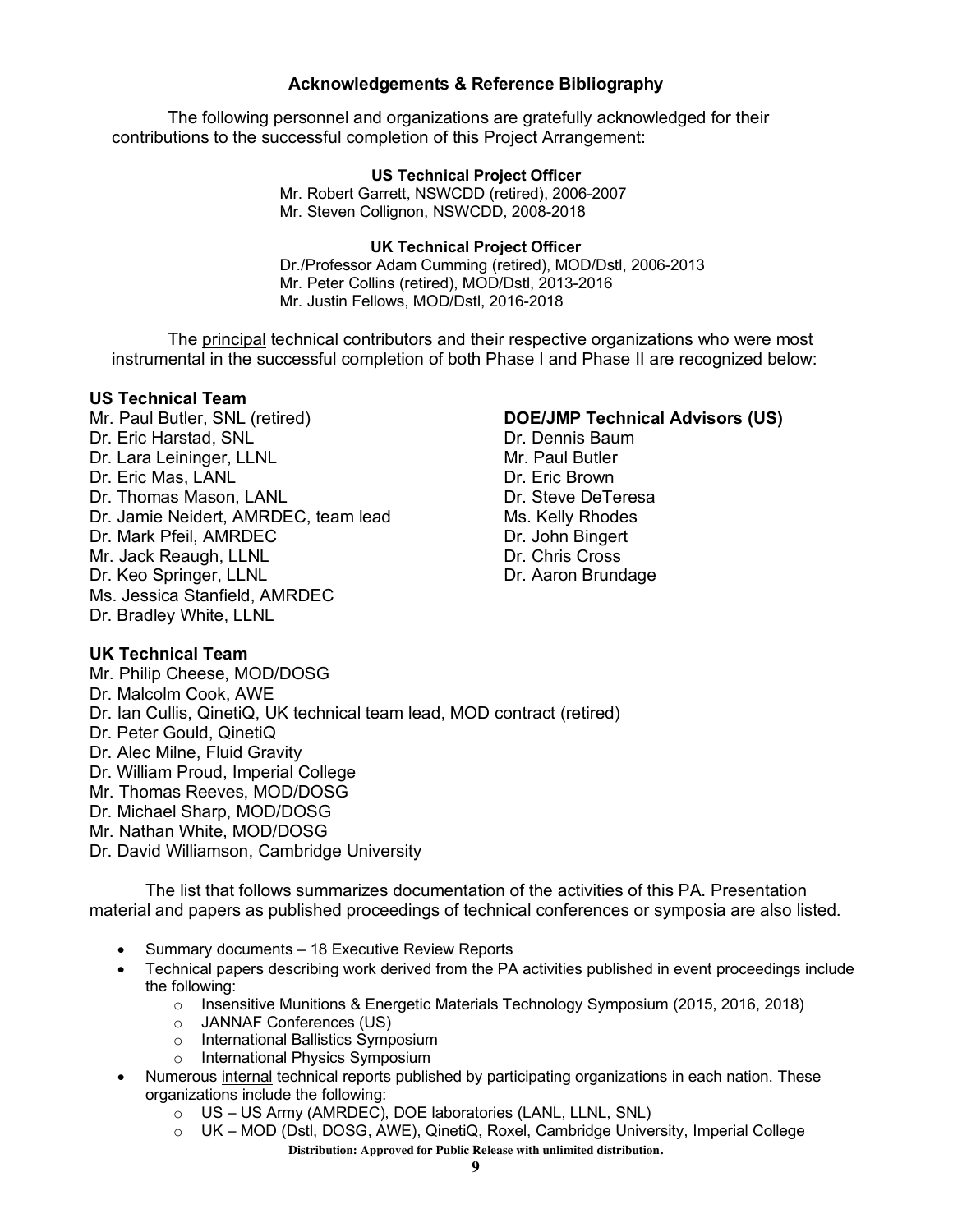## Acknowledgements & Reference Bibliography

The following personnel and organizations are gratefully acknowledged for their contributions to the successful completion of this Project Arrangement:

**US Technical Project Officer**

Mr. Robert Garrett, NSWCDD (retired), 2006-2007
Mr. Steven Collignon, NSWCDD, 2008-2018

**UK Technical Project Officer**

Dr./Professor Adam Cumming (retired), MOD/Dstl, 2006-2013
Mr. Peter Collins (retired), MOD/Dstl, 2013-2016
Mr. Justin Fellows, MOD/Dstl, 2016-2018

The principal technical contributors and their respective organizations who were most instrumental in the successful completion of both Phase I and Phase II are recognized below:

**US Technical Team**

Mr. Paul Butler, SNL (retired)
Dr. Eric Harstad, SNL
Dr. Lara Leininger, LLNL
Dr. Eric Mas, LANL
Dr. Thomas Mason, LANL
Dr. Jamie Neidert, AMRDEC, team lead
Dr. Mark Pfeil, AMRDEC
Mr. Jack Reaugh, LLNL
Dr. Keo Springer, LLNL
Ms. Jessica Stanfield, AMRDEC
Dr. Bradley White, LLNL

**DOE/JMP Technical Advisors (US)**

Dr. Dennis Baum
Mr. Paul Butler
Dr. Eric Brown
Dr. Steve DeTeresa
Ms. Kelly Rhodes
Dr. John Bingert
Dr. Chris Cross
Dr. Aaron Brundage

**UK Technical Team**

Mr. Philip Cheese, MOD/DOSG
Dr. Malcolm Cook, AWE
Dr. Ian Cullis, QinetiQ, UK technical team lead, MOD contract (retired)
Dr. Peter Gould, QinetiQ
Dr. Alec Milne, Fluid Gravity
Dr. William Proud, Imperial College
Mr. Thomas Reeves, MOD/DOSG
Dr. Michael Sharp, MOD/DOSG
Mr. Nathan White, MOD/DOSG
Dr. David Williamson, Cambridge University

The list that follows summarizes documentation of the activities of this PA. Presentation material and papers as published proceedings of technical conferences or symposia are also listed.

- Summary documents – 18 Executive Review Reports
- Technical papers describing work derived from the PA activities published in event proceedings include the following:
  - Insensitive Munitions & Energetic Materials Technology Symposium (2015, 2016, 2018)
  - JANNAF Conferences (US)
  - International Ballistics Symposium
  - International Physics Symposium
- Numerous internal technical reports published by participating organizations in each nation. These organizations include the following:
  - US – US Army (AMRDEC), DOE laboratories (LANL, LLNL, SNL)
  - UK – MOD (Dstl, DOSG, AWE), QinetiQ, Roxel, Cambridge University, Imperial College

**Distribution: Approved for Public Release with unlimited distribution.**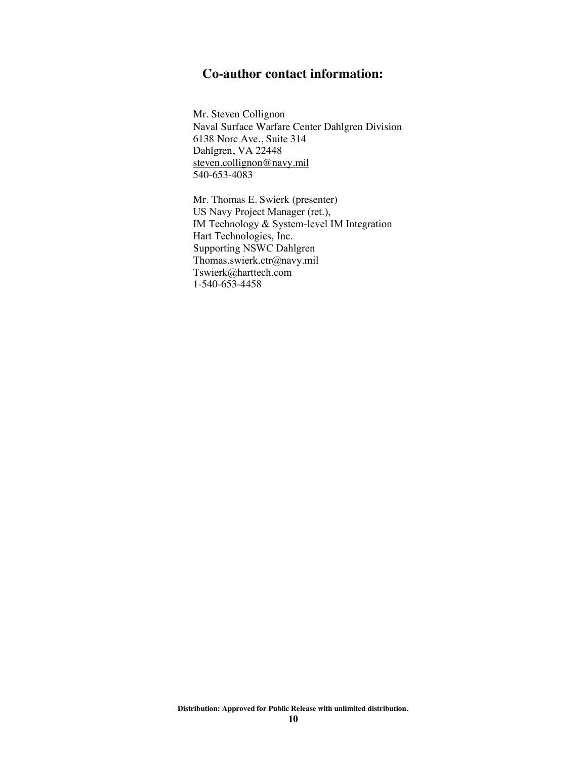## Co-author contact information:

Mr. Steven Collignon
Naval Surface Warfare Center Dahlgren Division
6138 Norc Ave., Suite 314
Dahlgren, VA 22448
steven.collignon@navy.mil
540-653-4083

Mr. Thomas E. Swierk (presenter)
US Navy Project Manager (ret.),
IM Technology & System-level IM Integration
Hart Technologies, Inc.
Supporting NSWC Dahlgren
Thomas.swierk.ctr@navy.mil
Tswierk@harttech.com
1-540-653-4458

**Distribution: Approved for Public Release with unlimited distribution.**